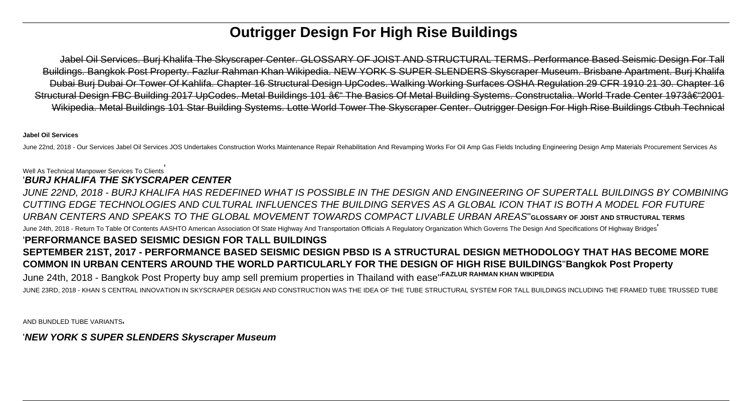# Outrigger Design For High Rise Buildings

Jabel Oil Services. Burj Khalifa The Skyscraper Center. GLOSSARY OF JOIST AND STRUCTURAL TERMS. Performance Based Seismic Design For Tall Buildings. Bangkok Post Property. Fazlur Rahman Khan Wikipedia. NEW YORK S SUPER SLENDERS Skyscraper Museum. Brisbane Apartment. Burj Khalifa Dubai Burj Dubai Or Tower Of Kahlifa. Chapter 16 Structural Design UpCodes. Walking Working Surfaces OSHA Regulation 29 CFR 1910 21 30. Chapter 16 Structural Design FBC Building 2017 UpCodes. Metal Buildings 101 â€" The Basics Of Metal Building Systems. Constructalia. World Trade Center 1973â€"2001 Wikipedia. Metal Buildings 101 Star Building Systems. Lotte World Tower The Skyscraper Center. Outrigger Design For High Rise Buildings Ctbuh Technical

**Jabel Oil Services**

June 22nd, 2018 - Our Services Jabel Oil Services JOS Undertakes Construction Works Maintenance Repair Rehabilitation And Revamping Works For Oil Amp Gas Fields Including Engineering Design Amp Materials Procurement Services As Well As Technical Manpower Services To Clients'

'***BURJ KHALIFA THE SKYSCRAPER CENTER***

*JUNE 22ND, 2018 - BURJ KHALIFA HAS REDEFINED WHAT IS POSSIBLE IN THE DESIGN AND ENGINEERING OF SUPERTALL BUILDINGS BY COMBINING CUTTING EDGE TECHNOLOGIES AND CULTURAL INFLUENCES THE BUILDING SERVES AS A GLOBAL ICON THAT IS BOTH A MODEL FOR FUTURE URBAN CENTERS AND SPEAKS TO THE GLOBAL MOVEMENT TOWARDS COMPACT LIVABLE URBAN AREAS*''**GLOSSARY OF JOIST AND STRUCTURAL TERMS**

June 24th, 2018 - Return To Table Of Contents AASHTO American Association Of State Highway And Transportation Officials A Regulatory Organization Which Governs The Design And Specifications Of Highway Bridges'

'**PERFORMANCE BASED SEISMIC DESIGN FOR TALL BUILDINGS**

**SEPTEMBER 21ST, 2017 - PERFORMANCE BASED SEISMIC DESIGN PBSD IS A STRUCTURAL DESIGN METHODOLOGY THAT HAS BECOME MORE COMMON IN URBAN CENTERS AROUND THE WORLD PARTICULARLY FOR THE DESIGN OF HIGH RISE BUILDINGS**''**Bangkok Post Property**

June 24th, 2018 - Bangkok Post Property buy amp sell premium properties in Thailand with ease''**FAZLUR RAHMAN KHAN WIKIPEDIA**

JUNE 23RD, 2018 - KHAN S CENTRAL INNOVATION IN SKYSCRAPER DESIGN AND CONSTRUCTION WAS THE IDEA OF THE TUBE STRUCTURAL SYSTEM FOR TALL BUILDINGS INCLUDING THE FRAMED TUBE TRUSSED TUBE AND BUNDLED TUBE VARIANTS'

'***NEW YORK S SUPER SLENDERS Skyscraper Museum***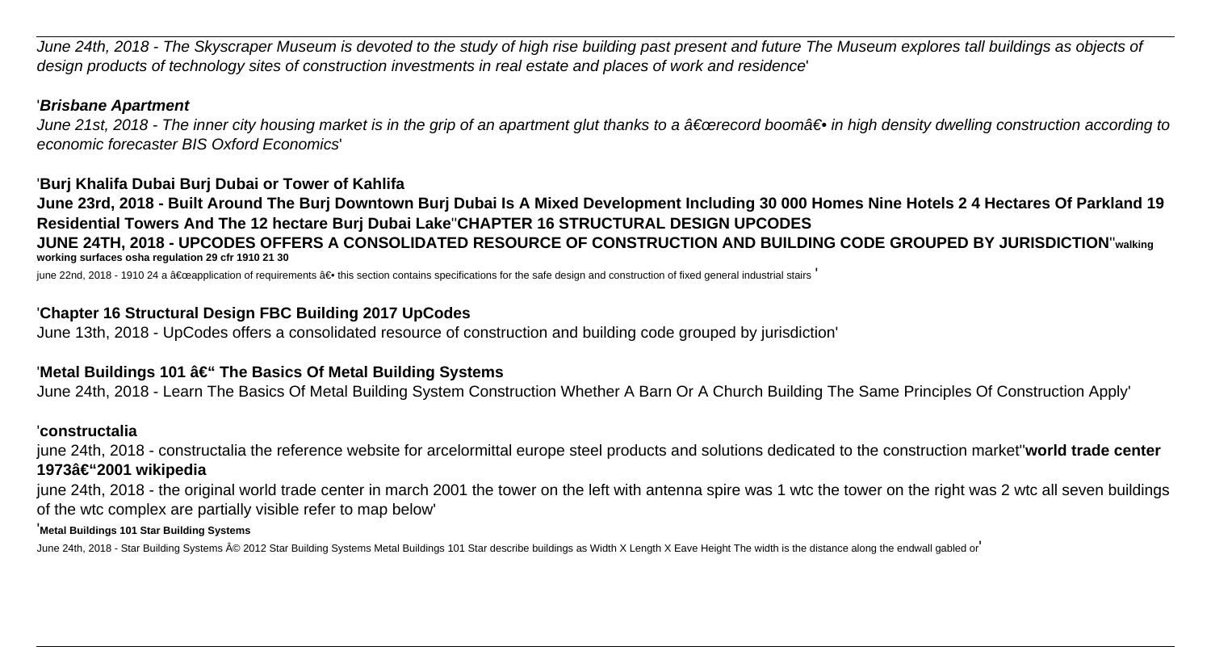*June 24th, 2018 - The Skyscraper Museum is devoted to the study of high rise building past present and future The Museum explores tall buildings as objects of design products of technology sites of construction investments in real estate and places of work and residence*'

'***Brisbane Apartment***

*June 21st, 2018 - The inner city housing market is in the grip of an apartment glut thanks to a â€œrecord boomâ€• in high density dwelling construction according to economic forecaster BIS Oxford Economics*'

'**Burj Khalifa Dubai Burj Dubai or Tower of Kahlifa**

**June 23rd, 2018 - Built Around The Burj Downtown Burj Dubai Is A Mixed Development Including 30 000 Homes Nine Hotels 2 4 Hectares Of Parkland 19 Residential Towers And The 12 hectare Burj Dubai Lake**''**CHAPTER 16 STRUCTURAL DESIGN UPCODES**

**JUNE 24TH, 2018 - UPCODES OFFERS A CONSOLIDATED RESOURCE OF CONSTRUCTION AND BUILDING CODE GROUPED BY JURISDICTION**''**walking working surfaces osha regulation 29 cfr 1910 21 30**

june 22nd, 2018 - 1910 24 a â€œapplication of requirements â€• this section contains specifications for the safe design and construction of fixed general industrial stairs '

'**Chapter 16 Structural Design FBC Building 2017 UpCodes**

June 13th, 2018 - UpCodes offers a consolidated resource of construction and building code grouped by jurisdiction'

'**Metal Buildings 101 â€“ The Basics Of Metal Building Systems**

June 24th, 2018 - Learn The Basics Of Metal Building System Construction Whether A Barn Or A Church Building The Same Principles Of Construction Apply'

'**constructalia**

june 24th, 2018 - constructalia the reference website for arcelormittal europe steel products and solutions dedicated to the construction market''**world trade center 1973â€“2001 wikipedia**

june 24th, 2018 - the original world trade center in march 2001 the tower on the left with antenna spire was 1 wtc the tower on the right was 2 wtc all seven buildings of the wtc complex are partially visible refer to map below'

'**Metal Buildings 101 Star Building Systems**

June 24th, 2018 - Star Building Systems Â© 2012 Star Building Systems Metal Buildings 101 Star describe buildings as Width X Length X Eave Height The width is the distance along the endwall gabled or'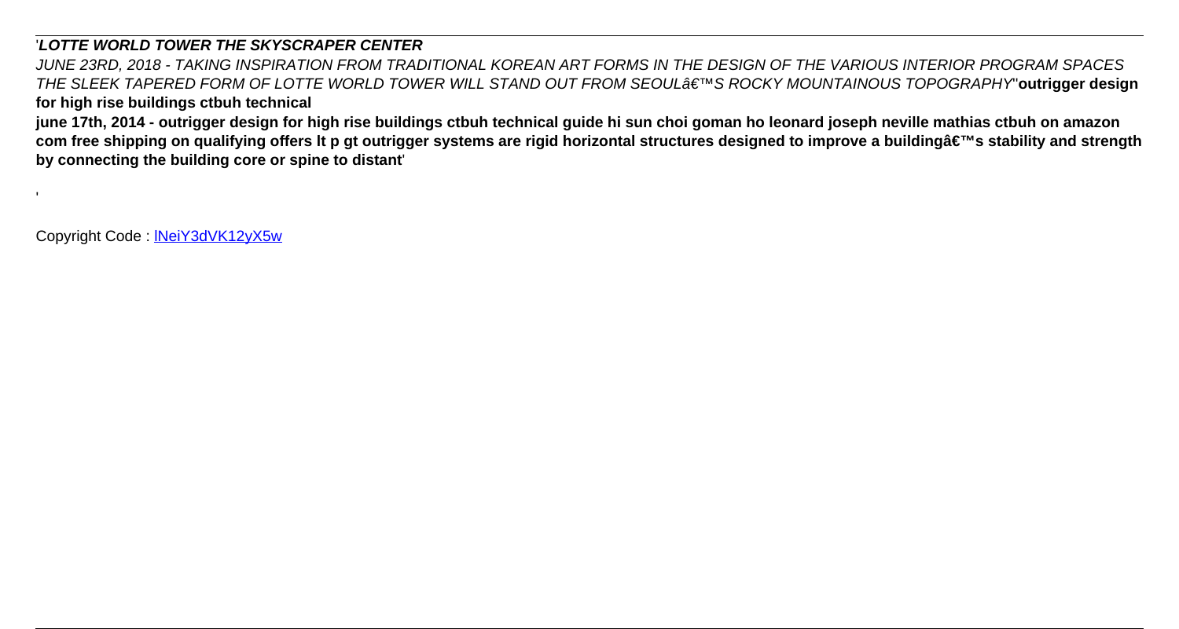'**LOTTE WORLD TOWER THE SKYSCRAPER CENTER**

*JUNE 23RD, 2018 - TAKING INSPIRATION FROM TRADITIONAL KOREAN ART FORMS IN THE DESIGN OF THE VARIOUS INTERIOR PROGRAM SPACES THE SLEEK TAPERED FORM OF LOTTE WORLD TOWER WILL STAND OUT FROM SEOUL'S ROCKY MOUNTAINOUS TOPOGRAPHY*''**outrigger design for high rise buildings ctbuh technical**

**june 17th, 2014 - outrigger design for high rise buildings ctbuh technical guide hi sun choi goman ho leonard joseph neville mathias ctbuh on amazon com free shipping on qualifying offers lt p gt outrigger systems are rigid horizontal structures designed to improve a building's stability and strength by connecting the building core or spine to distant**'

'

Copyright Code : lNeiY3dVK12yX5w